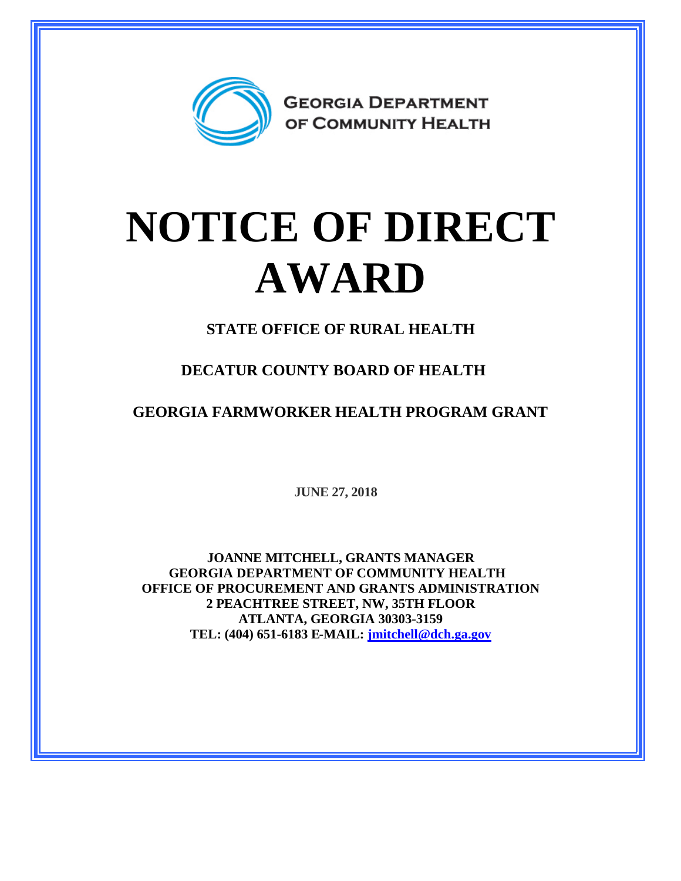GEORGIA DEPARTMENT OF COMMUNITY HEALTH

# NOTICE OF DIRECT AWARD

**STATE OFFICE OF RURAL HEALTH**

**DECATUR COUNTY BOARD OF HEALTH**

**GEORGIA FARMWORKER HEALTH PROGRAM GRANT**

**JUNE 27, 2018**

**JOANNE MITCHELL, GRANTS MANAGER**
**GEORGIA DEPARTMENT OF COMMUNITY HEALTH**
**OFFICE OF PROCUREMENT AND GRANTS ADMINISTRATION**
**2 PEACHTREE STREET, NW, 35TH FLOOR**
**ATLANTA, GEORGIA 30303-3159**
**TEL: (404) 651-6183 E-MAIL: jmitchell@dch.ga.gov**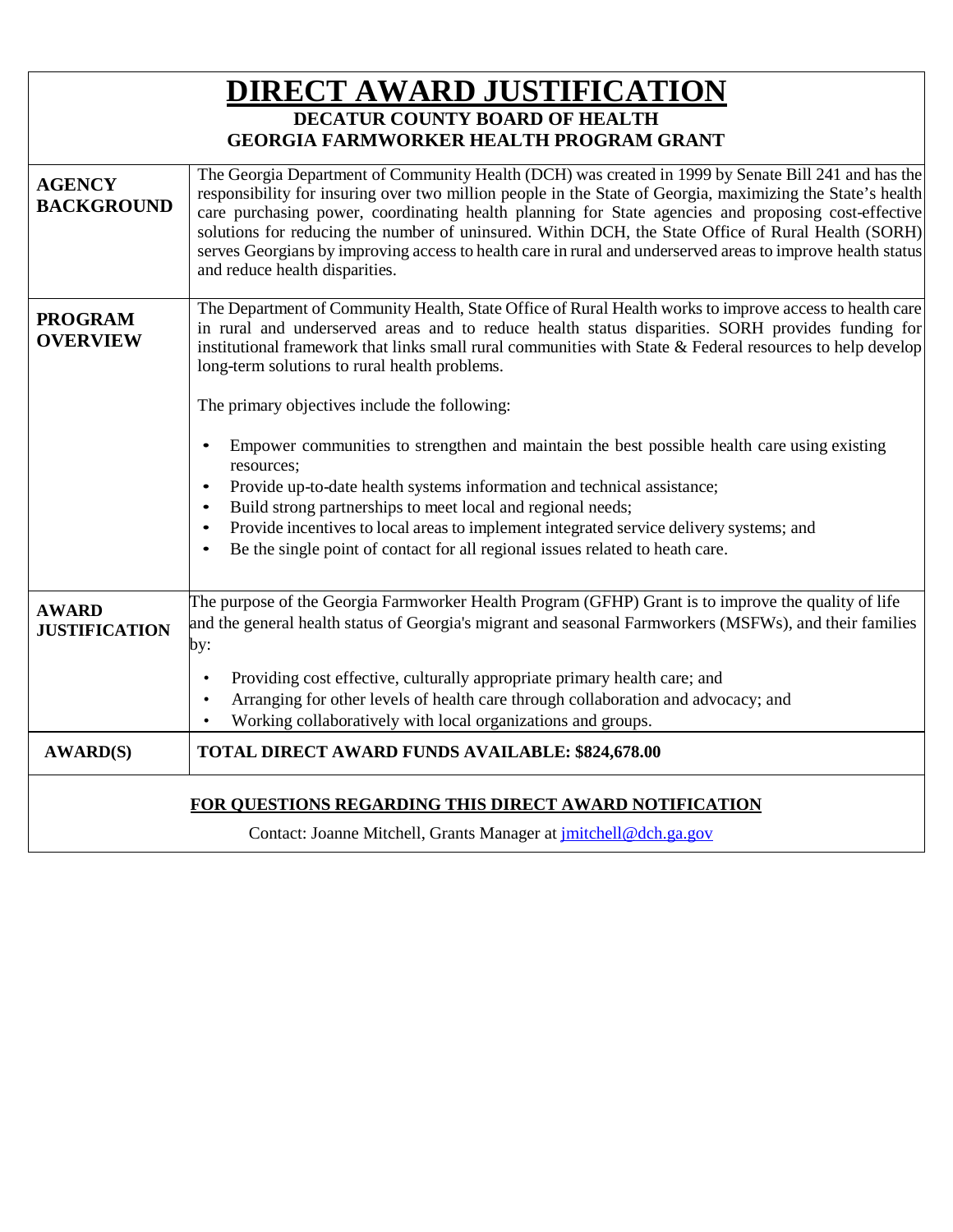# DIRECT AWARD JUSTIFICATION

**DECATUR COUNTY BOARD OF HEALTH**
**GEORGIA FARMWORKER HEALTH PROGRAM GRANT**

| | |
|---|---|
| **AGENCY BACKGROUND** | The Georgia Department of Community Health (DCH) was created in 1999 by Senate Bill 241 and has the responsibility for insuring over two million people in the State of Georgia, maximizing the State's health care purchasing power, coordinating health planning for State agencies and proposing cost-effective solutions for reducing the number of uninsured. Within DCH, the State Office of Rural Health (SORH) serves Georgians by improving access to health care in rural and underserved areas to improve health status and reduce health disparities. |
| **PROGRAM OVERVIEW** | The Department of Community Health, State Office of Rural Health works to improve access to health care in rural and underserved areas and to reduce health status disparities. SORH provides funding for institutional framework that links small rural communities with State & Federal resources to help develop long-term solutions to rural health problems.<br><br>The primary objectives include the following:<br><br>• Empower communities to strengthen and maintain the best possible health care using existing resources;<br>• Provide up-to-date health systems information and technical assistance;<br>• Build strong partnerships to meet local and regional needs;<br>• Provide incentives to local areas to implement integrated service delivery systems; and<br>• Be the single point of contact for all regional issues related to heath care. |
| **AWARD JUSTIFICATION** | The purpose of the Georgia Farmworker Health Program (GFHP) Grant is to improve the quality of life and the general health status of Georgia's migrant and seasonal Farmworkers (MSFWs), and their families by:<br><br>• Providing cost effective, culturally appropriate primary health care; and<br>• Arranging for other levels of health care through collaboration and advocacy; and<br>• Working collaboratively with local organizations and groups. |
| **AWARD(S)** | **TOTAL DIRECT AWARD FUNDS AVAILABLE: $824,678.00** |

**FOR QUESTIONS REGARDING THIS DIRECT AWARD NOTIFICATION**

Contact: Joanne Mitchell, Grants Manager at jmitchell@dch.ga.gov